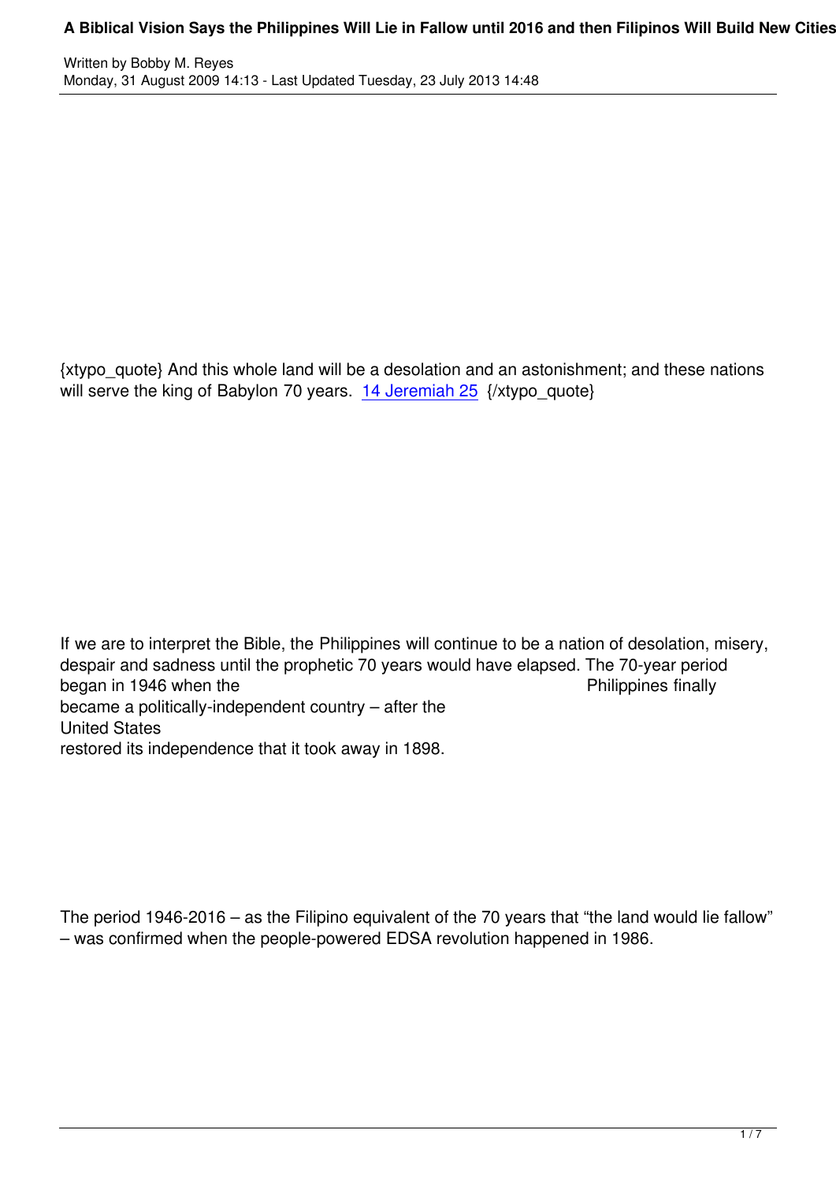{xtypo_quote} And this whole land will be a desolation and an astonishment; and these nations will serve the king of Babylon 70 years. 14 Jeremiah 25 {/xtypo_quote}

If we are to interpret the Bible, the Philippines will continue to be a nation of desolation, misery, despair and sadness until the prophetic 70 years would have elapsed. The 70-year period began in 1946 when the Philippines finally became a politically-independent country – after the United States restored its independence that it took away in 1898.

The period 1946-2016 – as the Filipino equivalent of the 70 years that "the land would lie fallow" – was confirmed when the people-powered EDSA revolution happened in 1986.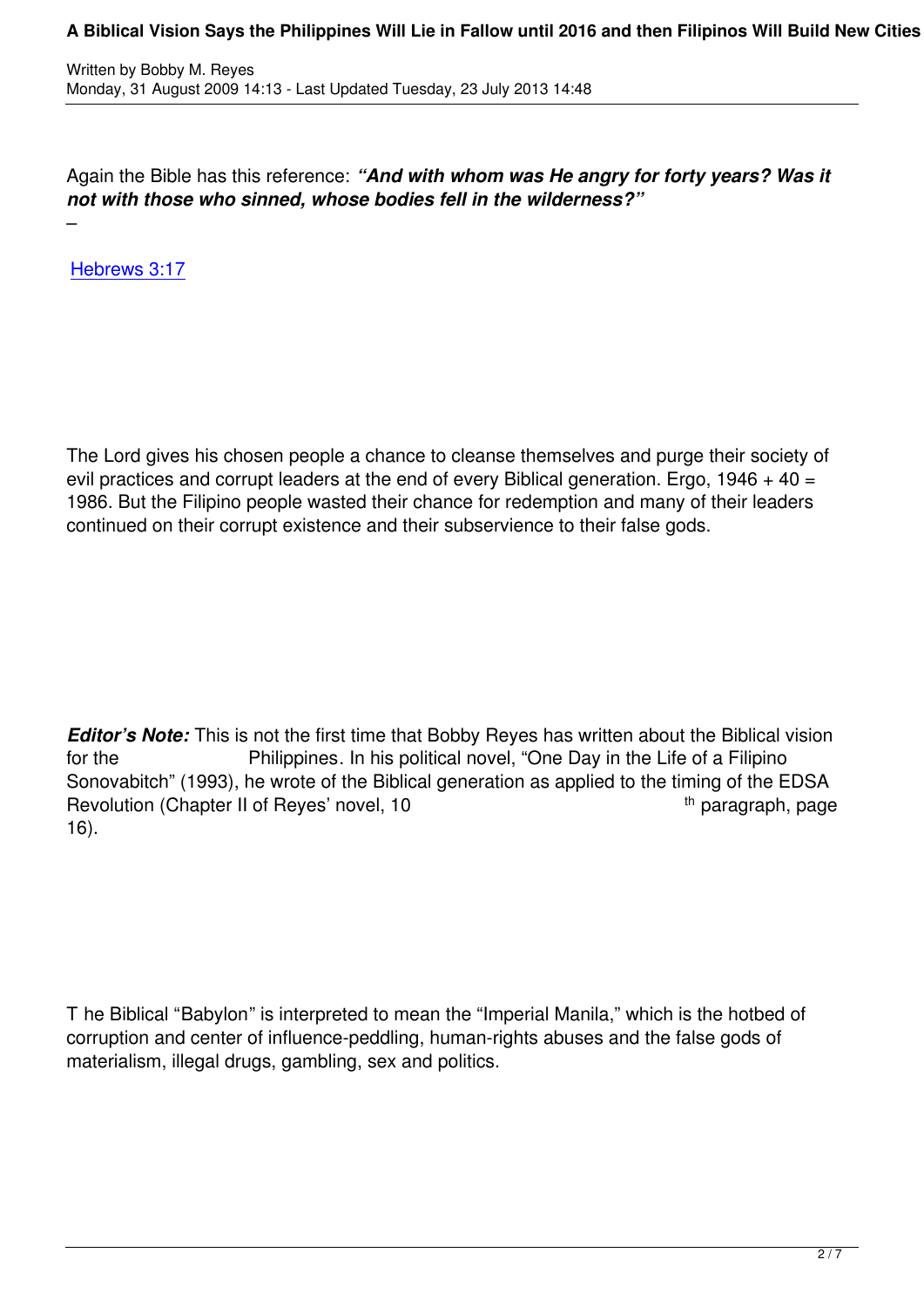Again the Bible has this reference: ***"And with whom was He angry for forty years? Was it not with those who sinned, whose bodies fell in the wilderness?"*** –

Hebrews 3:17

The Lord gives his chosen people a chance to cleanse themselves and purge their society of evil practices and corrupt leaders at the end of every Biblical generation. Ergo, 1946 + 40 = 1986. But the Filipino people wasted their chance for redemption and many of their leaders continued on their corrupt existence and their subservience to their false gods.

***Editor's Note:*** This is not the first time that Bobby Reyes has written about the Biblical vision for the Philippines. In his political novel, "One Day in the Life of a Filipino Sonovabitch" (1993), he wrote of the Biblical generation as applied to the timing of the EDSA Revolution (Chapter II of Reyes' novel, 10th paragraph, page 16).

The Biblical "Babylon" is interpreted to mean the "Imperial Manila," which is the hotbed of corruption and center of influence-peddling, human-rights abuses and the false gods of materialism, illegal drugs, gambling, sex and politics.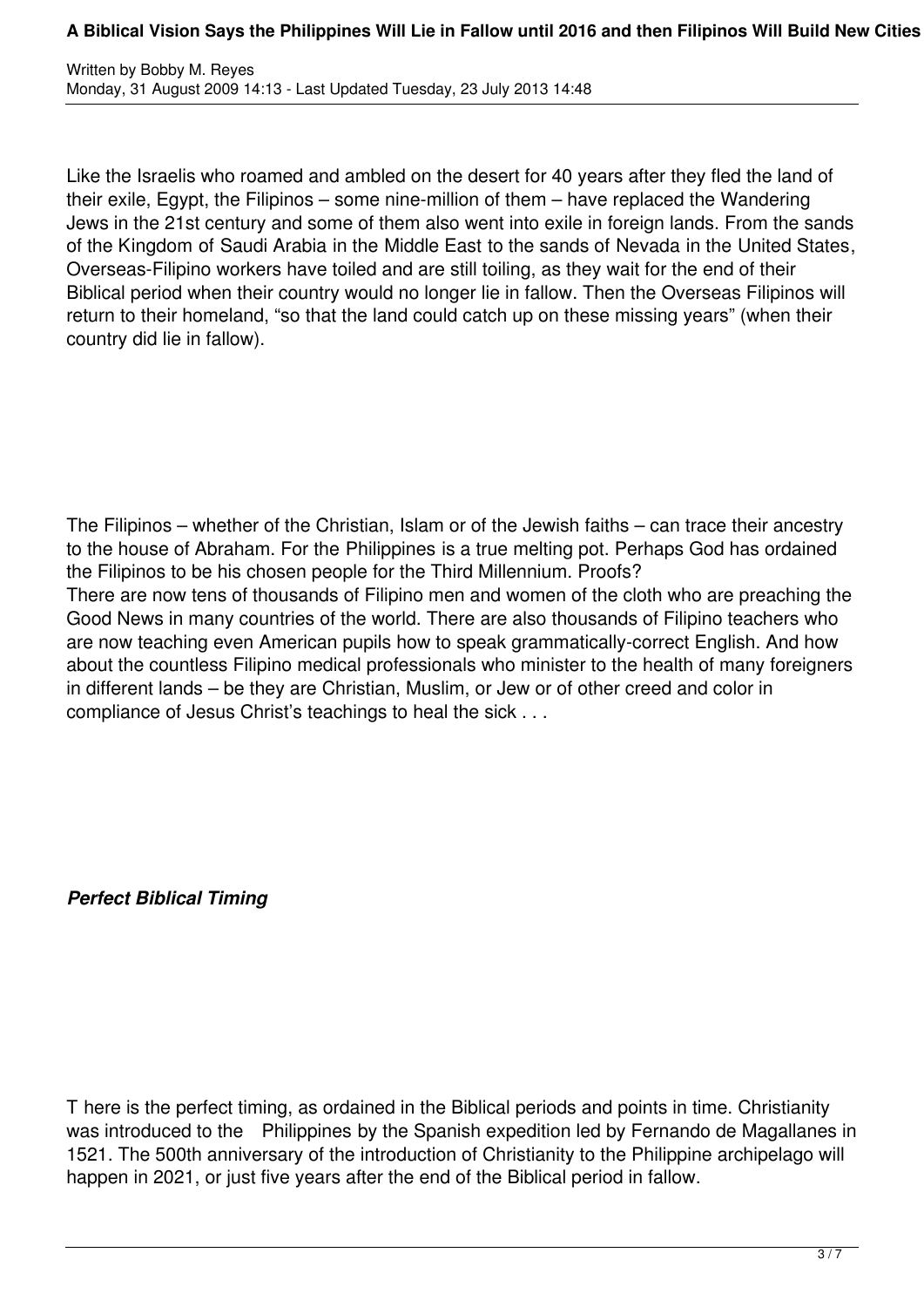Like the Israelis who roamed and ambled on the desert for 40 years after they fled the land of their exile, Egypt, the Filipinos – some nine-million of them – have replaced the Wandering Jews in the 21st century and some of them also went into exile in foreign lands. From the sands of the Kingdom of Saudi Arabia in the Middle East to the sands of Nevada in the United States, Overseas-Filipino workers have toiled and are still toiling, as they wait for the end of their Biblical period when their country would no longer lie in fallow. Then the Overseas Filipinos will return to their homeland, "so that the land could catch up on these missing years" (when their country did lie in fallow).

The Filipinos – whether of the Christian, Islam or of the Jewish faiths – can trace their ancestry to the house of Abraham. For the Philippines is a true melting pot. Perhaps God has ordained the Filipinos to be his chosen people for the Third Millennium. Proofs?

There are now tens of thousands of Filipino men and women of the cloth who are preaching the Good News in many countries of the world. There are also thousands of Filipino teachers who are now teaching even American pupils how to speak grammatically-correct English. And how about the countless Filipino medical professionals who minister to the health of many foreigners in different lands – be they are Christian, Muslim, or Jew or of other creed and color in compliance of Jesus Christ's teachings to heal the sick . . .

***Perfect Biblical Timing***

T here is the perfect timing, as ordained in the Biblical periods and points in time. Christianity was introduced to the Philippines by the Spanish expedition led by Fernando de Magallanes in 1521. The 500th anniversary of the introduction of Christianity to the Philippine archipelago will happen in 2021, or just five years after the end of the Biblical period in fallow.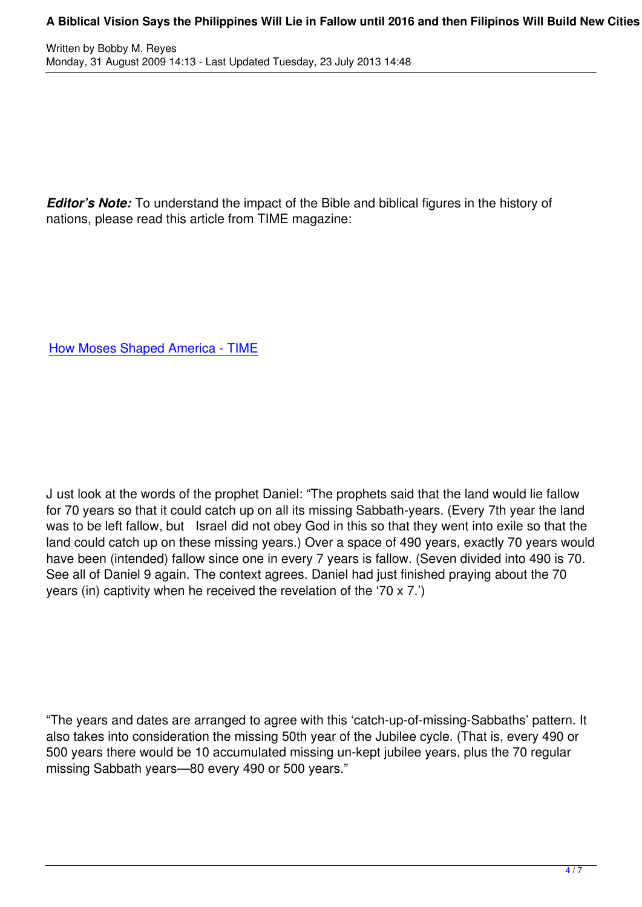***Editor's Note:*** To understand the impact of the Bible and biblical figures in the history of nations, please read this article from TIME magazine:

[How Moses Shaped America - TIME]

J ust look at the words of the prophet Daniel: "The prophets said that the land would lie fallow for 70 years so that it could catch up on all its missing Sabbath-years. (Every 7th year the land was to be left fallow, but Israel did not obey God in this so that they went into exile so that the land could catch up on these missing years.) Over a space of 490 years, exactly 70 years would have been (intended) fallow since one in every 7 years is fallow. (Seven divided into 490 is 70. See all of Daniel 9 again. The context agrees. Daniel had just finished praying about the 70 years (in) captivity when he received the revelation of the '70 x 7.')

"The years and dates are arranged to agree with this 'catch-up-of-missing-Sabbaths' pattern. It also takes into consideration the missing 50th year of the Jubilee cycle. (That is, every 490 or 500 years there would be 10 accumulated missing un-kept jubilee years, plus the 70 regular missing Sabbath years—80 every 490 or 500 years."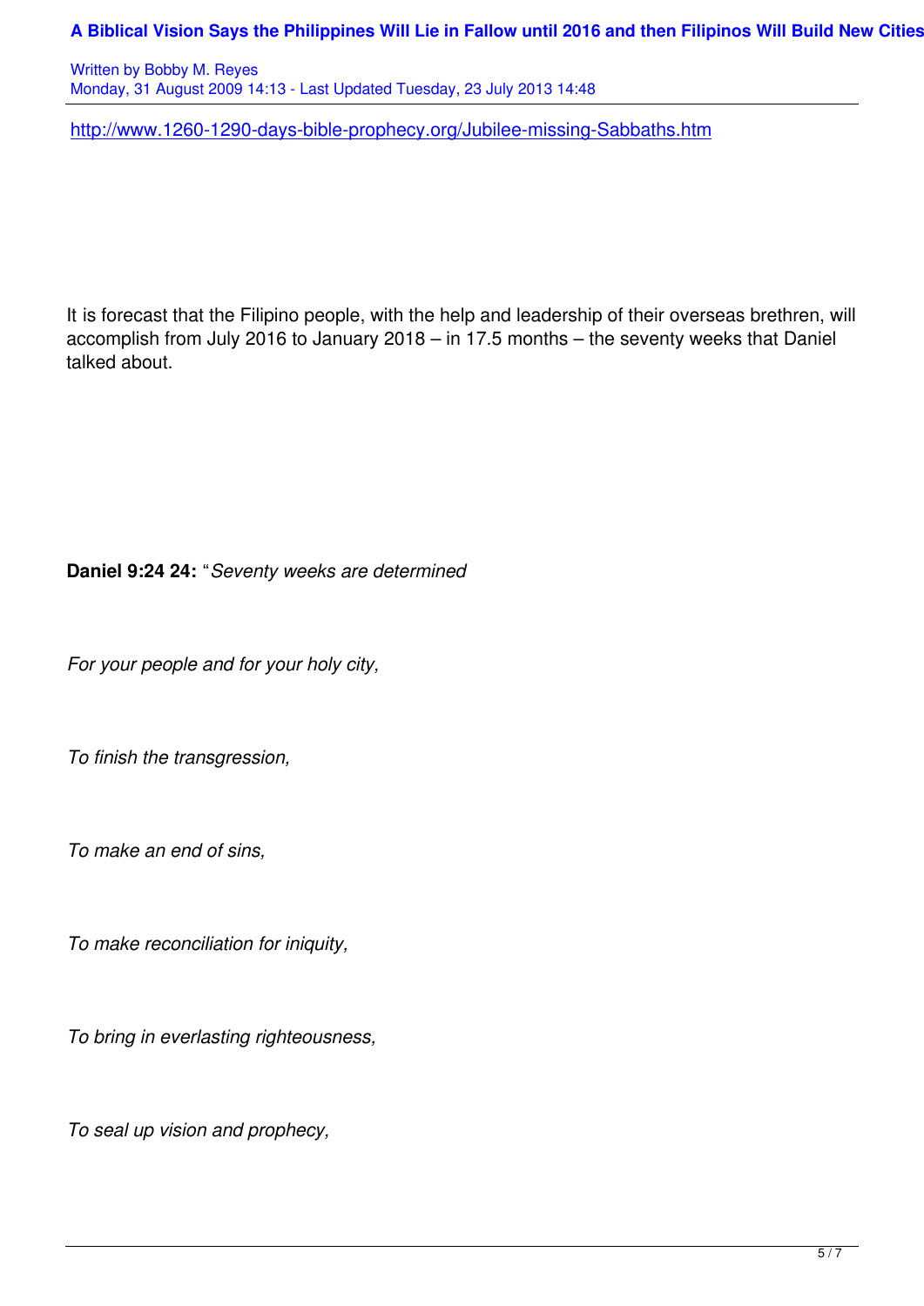http://www.1260-1290-days-bible-prophecy.org/Jubilee-missing-Sabbaths.htm

It is forecast that the Filipino people, with the help and leadership of their overseas brethren, will accomplish from July 2016 to January 2018 – in 17.5 months – the seventy weeks that Daniel talked about.

**Daniel 9:24 24:** "*Seventy weeks are determined*

*For your people and for your holy city,*

*To finish the transgression,*

*To make an end of sins,*

*To make reconciliation for iniquity,*

*To bring in everlasting righteousness,*

*To seal up vision and prophecy,*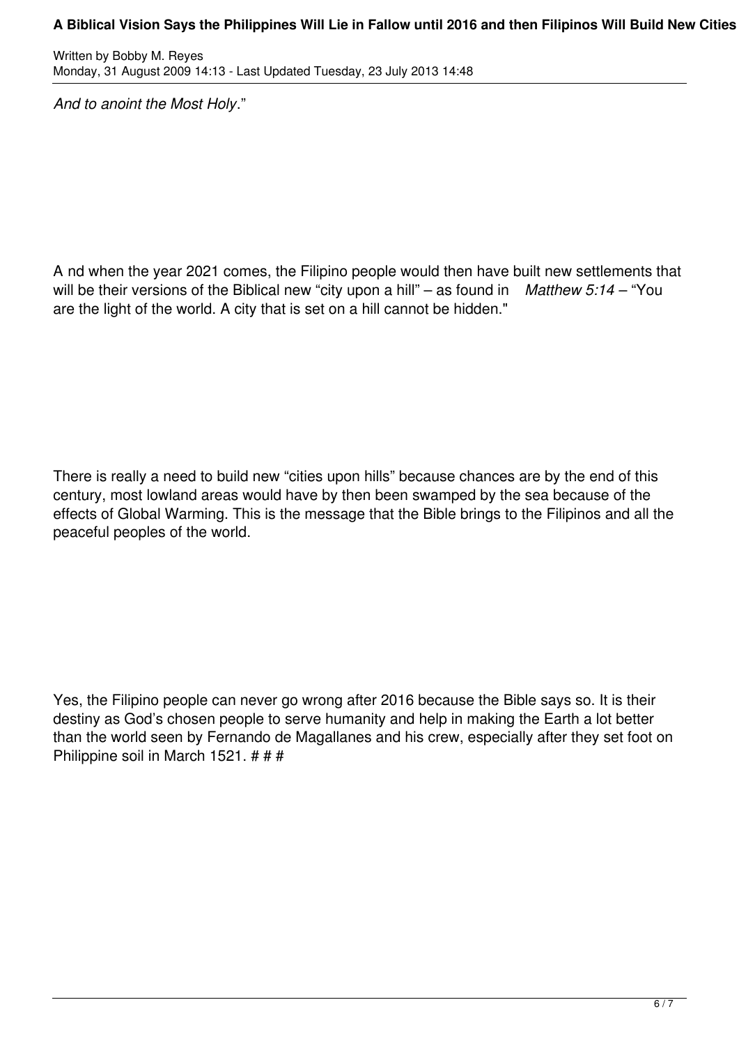*And to anoint the Most Holy*."

A nd when the year 2021 comes, the Filipino people would then have built new settlements that will be their versions of the Biblical new "city upon a hill" – as found in *Matthew 5:14* – "You are the light of the world. A city that is set on a hill cannot be hidden."

There is really a need to build new "cities upon hills" because chances are by the end of this century, most lowland areas would have by then been swamped by the sea because of the effects of Global Warming. This is the message that the Bible brings to the Filipinos and all the peaceful peoples of the world.

Yes, the Filipino people can never go wrong after 2016 because the Bible says so. It is their destiny as God's chosen people to serve humanity and help in making the Earth a lot better than the world seen by Fernando de Magallanes and his crew, especially after they set foot on Philippine soil in March 1521. # # #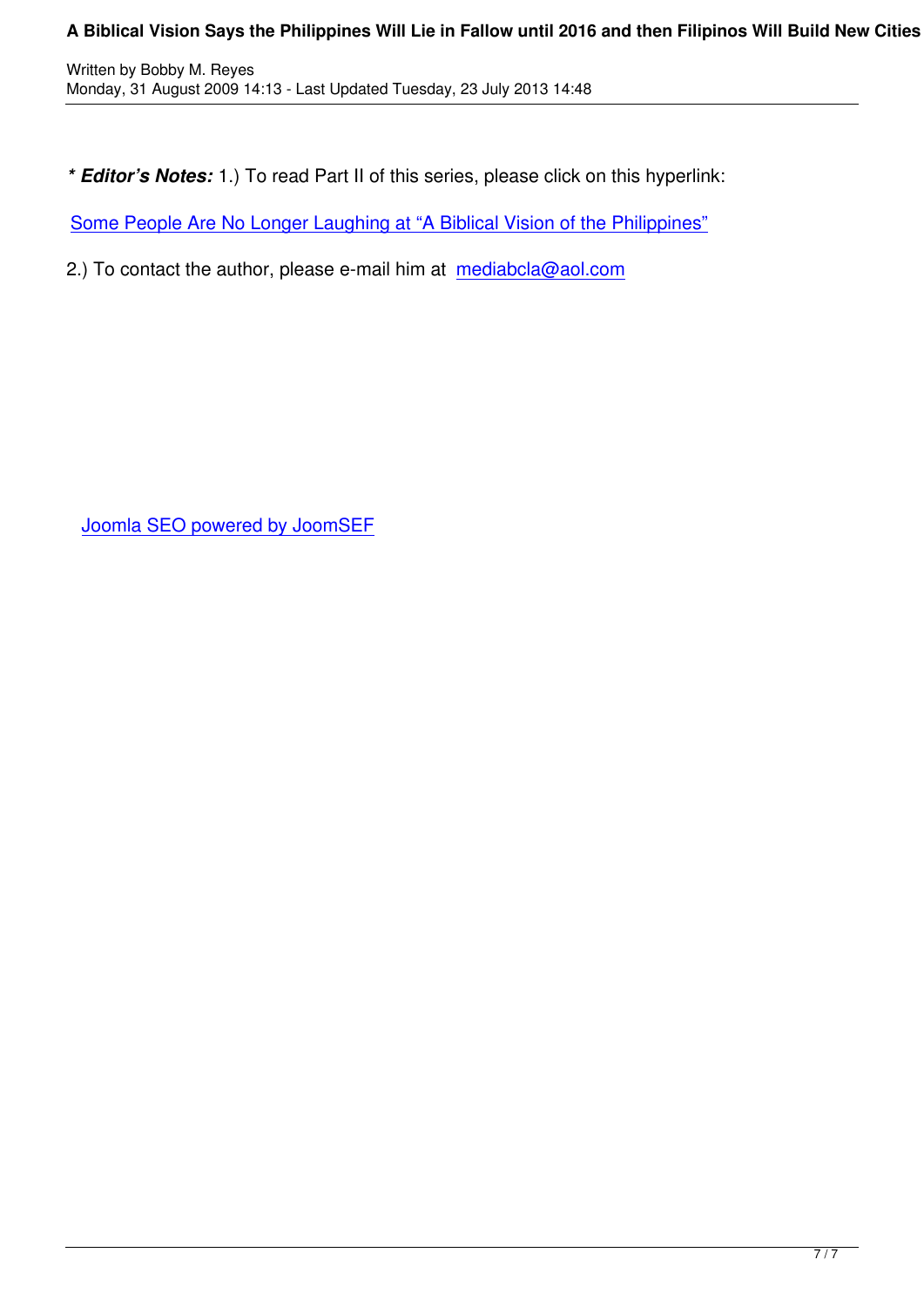***\* Editor's Notes:*** 1.) To read Part II of this series, please click on this hyperlink:

[Some People Are No Longer Laughing at "A Biblical Vision of the Philippines"]

2.) To contact the author, please e-mail him at mediabcla@aol.com

Joomla SEO powered by JoomSEF